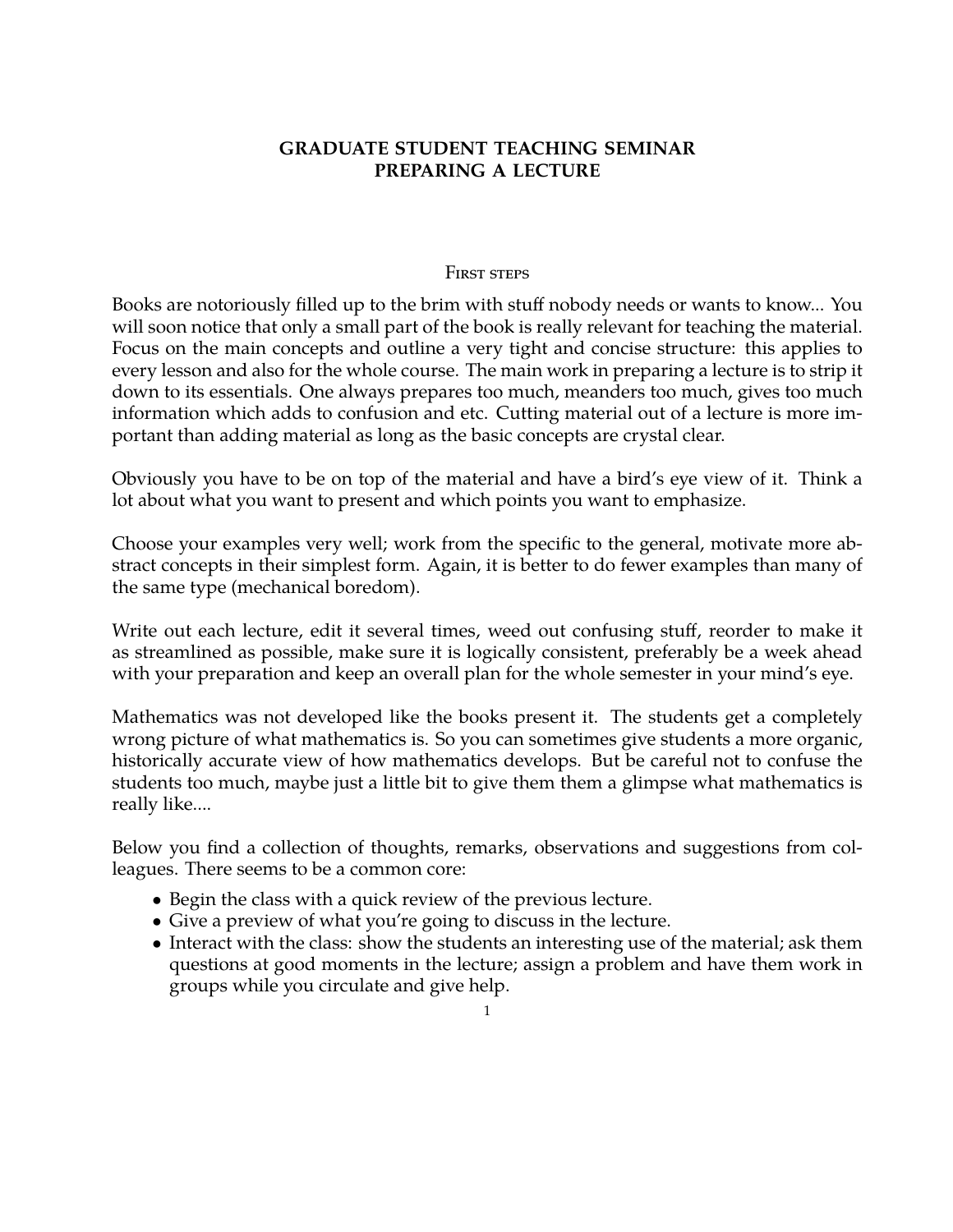# GRADUATE STUDENT TEACHING SEMINAR
# PREPARING A LECTURE

## First steps

Books are notoriously filled up to the brim with stuff nobody needs or wants to know... You will soon notice that only a small part of the book is really relevant for teaching the material. Focus on the main concepts and outline a very tight and concise structure: this applies to every lesson and also for the whole course. The main work in preparing a lecture is to strip it down to its essentials. One always prepares too much, meanders too much, gives too much information which adds to confusion and etc. Cutting material out of a lecture is more important than adding material as long as the basic concepts are crystal clear.

Obviously you have to be on top of the material and have a bird's eye view of it. Think a lot about what you want to present and which points you want to emphasize.

Choose your examples very well; work from the specific to the general, motivate more abstract concepts in their simplest form. Again, it is better to do fewer examples than many of the same type (mechanical boredom).

Write out each lecture, edit it several times, weed out confusing stuff, reorder to make it as streamlined as possible, make sure it is logically consistent, preferably be a week ahead with your preparation and keep an overall plan for the whole semester in your mind's eye.

Mathematics was not developed like the books present it. The students get a completely wrong picture of what mathematics is. So you can sometimes give students a more organic, historically accurate view of how mathematics develops. But be careful not to confuse the students too much, maybe just a little bit to give them them a glimpse what mathematics is really like....

Below you find a collection of thoughts, remarks, observations and suggestions from colleagues. There seems to be a common core:

- Begin the class with a quick review of the previous lecture.
- Give a preview of what you're going to discuss in the lecture.
- Interact with the class: show the students an interesting use of the material; ask them questions at good moments in the lecture; assign a problem and have them work in groups while you circulate and give help.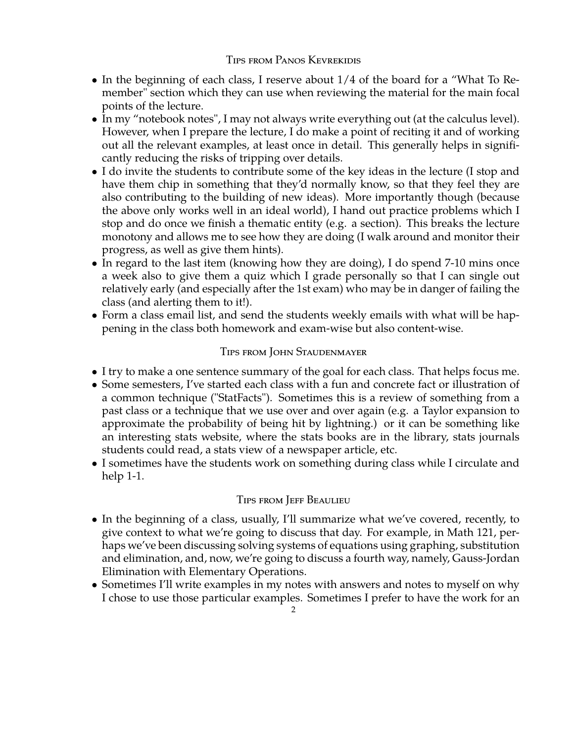### Tips from Panos Kevrekidis

- In the beginning of each class, I reserve about 1/4 of the board for a "What To Remember" section which they can use when reviewing the material for the main focal points of the lecture.
- In my "notebook notes", I may not always write everything out (at the calculus level). However, when I prepare the lecture, I do make a point of reciting it and of working out all the relevant examples, at least once in detail. This generally helps in significantly reducing the risks of tripping over details.
- I do invite the students to contribute some of the key ideas in the lecture (I stop and have them chip in something that they'd normally know, so that they feel they are also contributing to the building of new ideas). More importantly though (because the above only works well in an ideal world), I hand out practice problems which I stop and do once we finish a thematic entity (e.g. a section). This breaks the lecture monotony and allows me to see how they are doing (I walk around and monitor their progress, as well as give them hints).
- In regard to the last item (knowing how they are doing), I do spend 7-10 mins once a week also to give them a quiz which I grade personally so that I can single out relatively early (and especially after the 1st exam) who may be in danger of failing the class (and alerting them to it!).
- Form a class email list, and send the students weekly emails with what will be happening in the class both homework and exam-wise but also content-wise.

### Tips from John Staudenmayer

- I try to make a one sentence summary of the goal for each class. That helps focus me.
- Some semesters, I've started each class with a fun and concrete fact or illustration of a common technique ("StatFacts"). Sometimes this is a review of something from a past class or a technique that we use over and over again (e.g. a Taylor expansion to approximate the probability of being hit by lightning.) or it can be something like an interesting stats website, where the stats books are in the library, stats journals students could read, a stats view of a newspaper article, etc.
- I sometimes have the students work on something during class while I circulate and help 1-1.

### Tips from Jeff Beaulieu

- In the beginning of a class, usually, I'll summarize what we've covered, recently, to give context to what we're going to discuss that day. For example, in Math 121, perhaps we've been discussing solving systems of equations using graphing, substitution and elimination, and, now, we're going to discuss a fourth way, namely, Gauss-Jordan Elimination with Elementary Operations.
- Sometimes I'll write examples in my notes with answers and notes to myself on why I chose to use those particular examples. Sometimes I prefer to have the work for an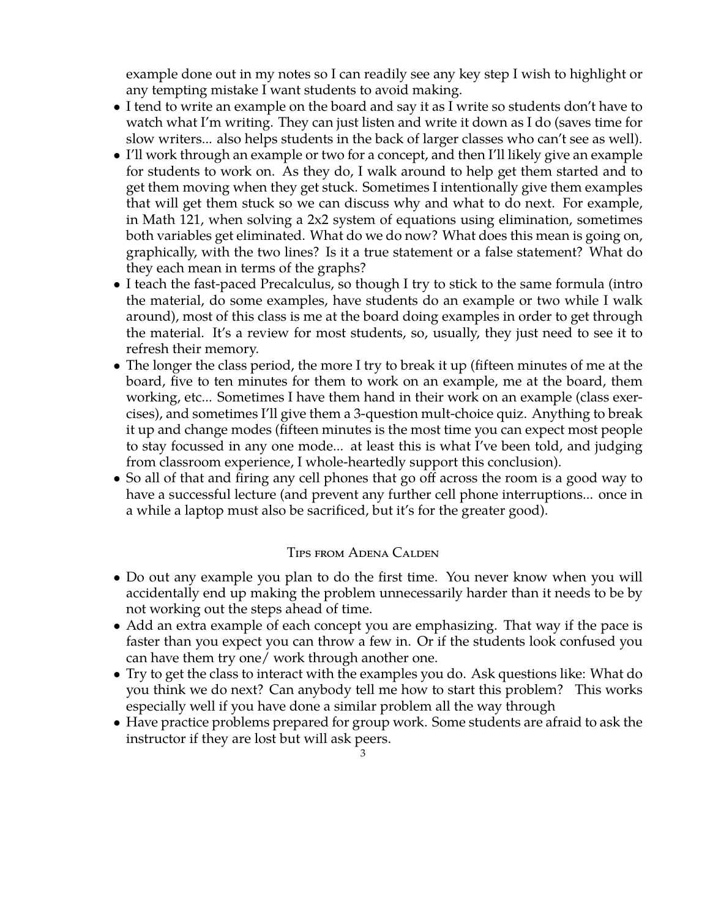example done out in my notes so I can readily see any key step I wish to highlight or any tempting mistake I want students to avoid making.

- I tend to write an example on the board and say it as I write so students don't have to watch what I'm writing. They can just listen and write it down as I do (saves time for slow writers... also helps students in the back of larger classes who can't see as well).
- I'll work through an example or two for a concept, and then I'll likely give an example for students to work on. As they do, I walk around to help get them started and to get them moving when they get stuck. Sometimes I intentionally give them examples that will get them stuck so we can discuss why and what to do next. For example, in Math 121, when solving a 2x2 system of equations using elimination, sometimes both variables get eliminated. What do we do now? What does this mean is going on, graphically, with the two lines? Is it a true statement or a false statement? What do they each mean in terms of the graphs?
- I teach the fast-paced Precalculus, so though I try to stick to the same formula (intro the material, do some examples, have students do an example or two while I walk around), most of this class is me at the board doing examples in order to get through the material. It's a review for most students, so, usually, they just need to see it to refresh their memory.
- The longer the class period, the more I try to break it up (fifteen minutes of me at the board, five to ten minutes for them to work on an example, me at the board, them working, etc... Sometimes I have them hand in their work on an example (class exercises), and sometimes I'll give them a 3-question mult-choice quiz. Anything to break it up and change modes (fifteen minutes is the most time you can expect most people to stay focussed in any one mode... at least this is what I've been told, and judging from classroom experience, I whole-heartedly support this conclusion).
- So all of that and firing any cell phones that go off across the room is a good way to have a successful lecture (and prevent any further cell phone interruptions... once in a while a laptop must also be sacrificed, but it's for the greater good).

## Tips from Adena Calden

- Do out any example you plan to do the first time. You never know when you will accidentally end up making the problem unnecessarily harder than it needs to be by not working out the steps ahead of time.
- Add an extra example of each concept you are emphasizing. That way if the pace is faster than you expect you can throw a few in. Or if the students look confused you can have them try one/ work through another one.
- Try to get the class to interact with the examples you do. Ask questions like: What do you think we do next? Can anybody tell me how to start this problem? This works especially well if you have done a similar problem all the way through
- Have practice problems prepared for group work. Some students are afraid to ask the instructor if they are lost but will ask peers.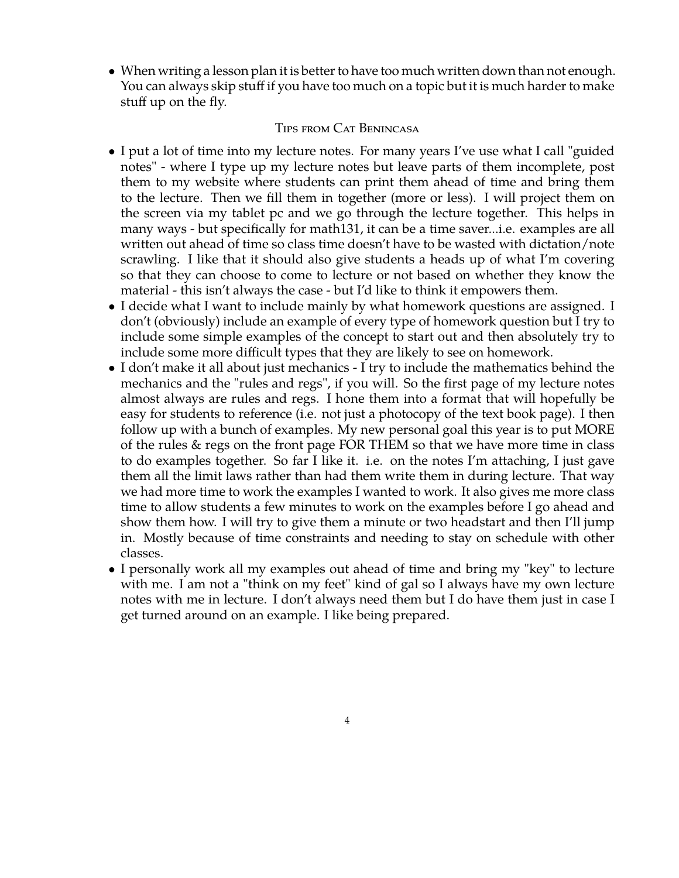- When writing a lesson plan it is better to have too much written down than not enough. You can always skip stuff if you have too much on a topic but it is much harder to make stuff up on the fly.

### Tips from Cat Benincasa

- I put a lot of time into my lecture notes. For many years I've use what I call "guided notes" - where I type up my lecture notes but leave parts of them incomplete, post them to my website where students can print them ahead of time and bring them to the lecture. Then we fill them in together (more or less). I will project them on the screen via my tablet pc and we go through the lecture together. This helps in many ways - but specifically for math131, it can be a time saver...i.e. examples are all written out ahead of time so class time doesn't have to be wasted with dictation/note scrawling. I like that it should also give students a heads up of what I'm covering so that they can choose to come to lecture or not based on whether they know the material - this isn't always the case - but I'd like to think it empowers them.
- I decide what I want to include mainly by what homework questions are assigned. I don't (obviously) include an example of every type of homework question but I try to include some simple examples of the concept to start out and then absolutely try to include some more difficult types that they are likely to see on homework.
- I don't make it all about just mechanics - I try to include the mathematics behind the mechanics and the "rules and regs", if you will. So the first page of my lecture notes almost always are rules and regs. I hone them into a format that will hopefully be easy for students to reference (i.e. not just a photocopy of the text book page). I then follow up with a bunch of examples. My new personal goal this year is to put MORE of the rules & regs on the front page FOR THEM so that we have more time in class to do examples together. So far I like it. i.e. on the notes I'm attaching, I just gave them all the limit laws rather than had them write them in during lecture. That way we had more time to work the examples I wanted to work. It also gives me more class time to allow students a few minutes to work on the examples before I go ahead and show them how. I will try to give them a minute or two headstart and then I'll jump in. Mostly because of time constraints and needing to stay on schedule with other classes.
- I personally work all my examples out ahead of time and bring my "key" to lecture with me. I am not a "think on my feet" kind of gal so I always have my own lecture notes with me in lecture. I don't always need them but I do have them just in case I get turned around on an example. I like being prepared.